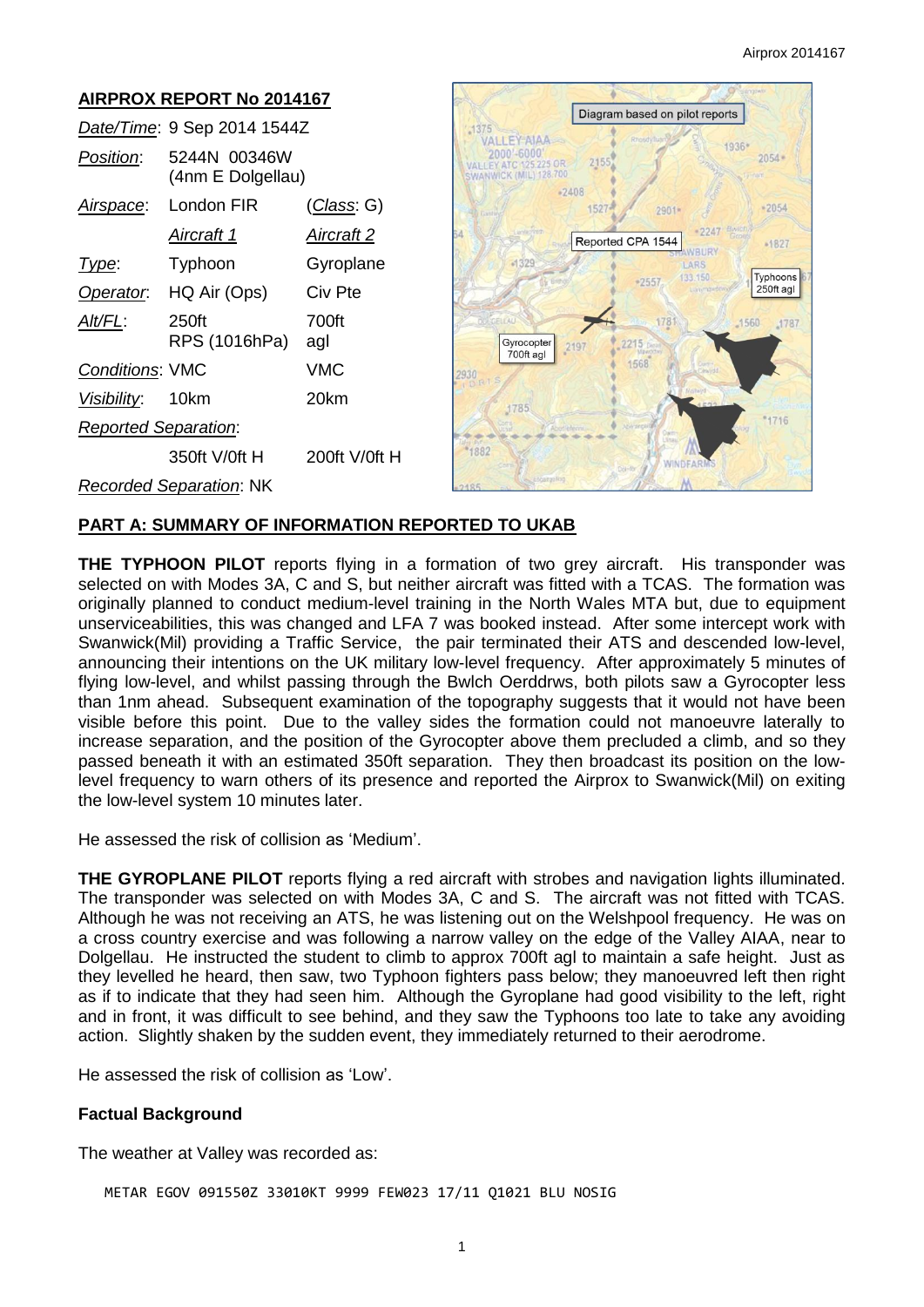# AIRPROX REPORT No 2014167

| | | |
|---|---|---|
| *Date/Time*: | 9 Sep 2014 1544Z | |
| *Position*: | 5244N 00346W (4nm E Dolgellau) | |
| *Airspace*: | London FIR | (*Class*: G) |
| | *Aircraft 1* | *Aircraft 2* |
| *Type*: | Typhoon | Gyroplane |
| *Operator*: | HQ Air (Ops) | Civ Pte |
| *Alt/FL*: | 250ft RPS (1016hPa) | 700ft agl |
| *Conditions*: | VMC | VMC |
| *Visibility*: | 10km | 20km |
| *Reported Separation*: | | |
| | 350ft V/0ft H | 200ft V/0ft H |
| *Recorded Separation*: | NK | |

Diagram based on pilot reports

## PART A: SUMMARY OF INFORMATION REPORTED TO UKAB

**THE TYPHOON PILOT** reports flying in a formation of two grey aircraft. His transponder was selected on with Modes 3A, C and S, but neither aircraft was fitted with a TCAS. The formation was originally planned to conduct medium-level training in the North Wales MTA but, due to equipment unserviceabilities, this was changed and LFA 7 was booked instead. After some intercept work with Swanwick(Mil) providing a Traffic Service, the pair terminated their ATS and descended low-level, announcing their intentions on the UK military low-level frequency. After approximately 5 minutes of flying low-level, and whilst passing through the Bwlch Oerddrws, both pilots saw a Gyrocopter less than 1nm ahead. Subsequent examination of the topography suggests that it would not have been visible before this point. Due to the valley sides the formation could not manoeuvre laterally to increase separation, and the position of the Gyrocopter above them precluded a climb, and so they passed beneath it with an estimated 350ft separation. They then broadcast its position on the low-level frequency to warn others of its presence and reported the Airprox to Swanwick(Mil) on exiting the low-level system 10 minutes later.

He assessed the risk of collision as 'Medium'.

**THE GYROPLANE PILOT** reports flying a red aircraft with strobes and navigation lights illuminated. The transponder was selected on with Modes 3A, C and S. The aircraft was not fitted with TCAS. Although he was not receiving an ATS, he was listening out on the Welshpool frequency. He was on a cross country exercise and was following a narrow valley on the edge of the Valley AIAA, near to Dolgellau. He instructed the student to climb to approx 700ft agl to maintain a safe height. Just as they levelled he heard, then saw, two Typhoon fighters pass below; they manoeuvred left then right as if to indicate that they had seen him. Although the Gyroplane had good visibility to the left, right and in front, it was difficult to see behind, and they saw the Typhoons too late to take any avoiding action. Slightly shaken by the sudden event, they immediately returned to their aerodrome.

He assessed the risk of collision as 'Low'.

### Factual Background

The weather at Valley was recorded as:

```
METAR EGOV 091550Z 33010KT 9999 FEW023 17/11 Q1021 BLU NOSIG
```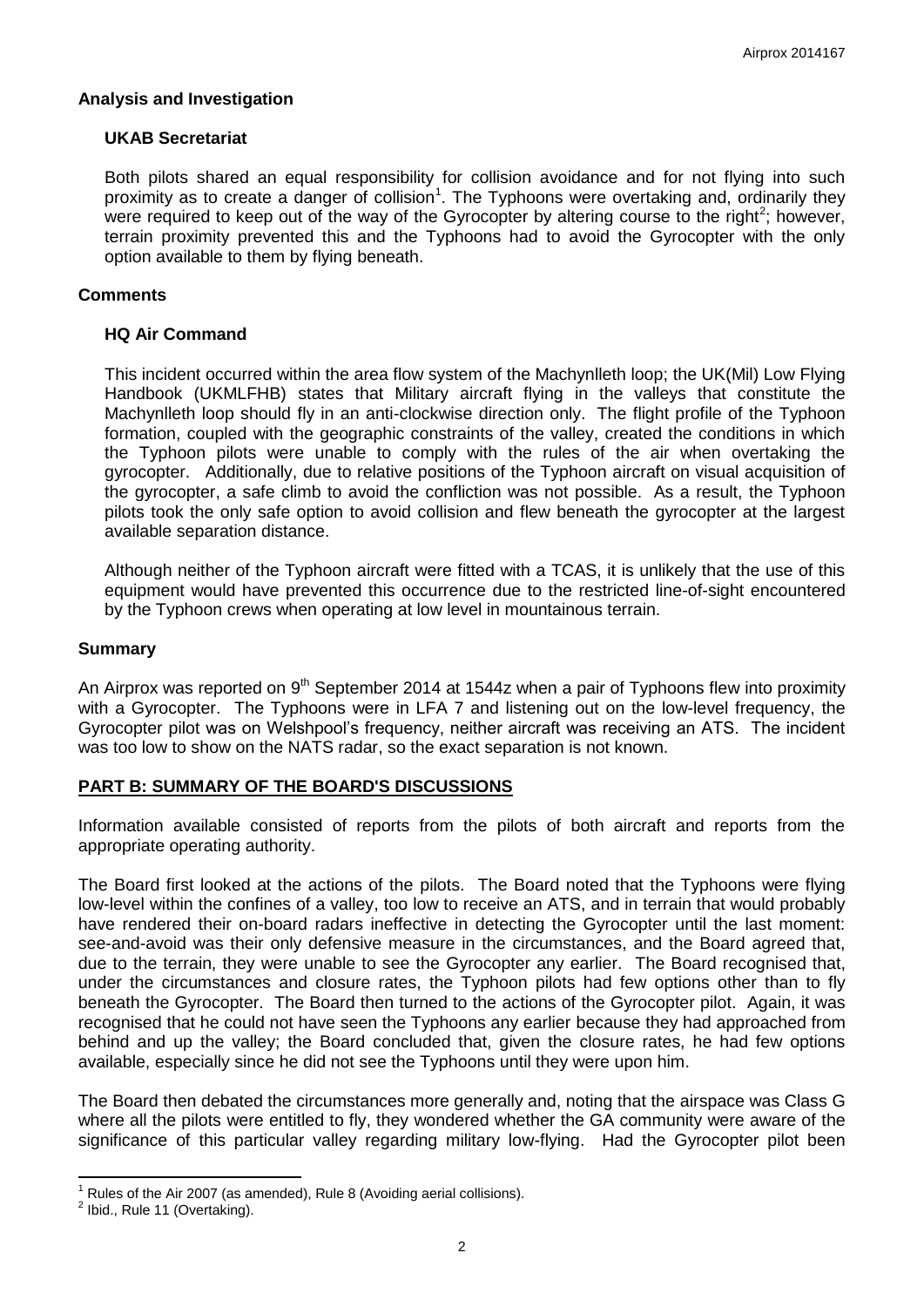**Analysis and Investigation**

**UKAB Secretariat**

Both pilots shared an equal responsibility for collision avoidance and for not flying into such proximity as to create a danger of collision[1]. The Typhoons were overtaking and, ordinarily they were required to keep out of the way of the Gyrocopter by altering course to the right[2]; however, terrain proximity prevented this and the Typhoons had to avoid the Gyrocopter with the only option available to them by flying beneath.

**Comments**

**HQ Air Command**

This incident occurred within the area flow system of the Machynlleth loop; the UK(Mil) Low Flying Handbook (UKMLFHB) states that Military aircraft flying in the valleys that constitute the Machynlleth loop should fly in an anti-clockwise direction only. The flight profile of the Typhoon formation, coupled with the geographic constraints of the valley, created the conditions in which the Typhoon pilots were unable to comply with the rules of the air when overtaking the gyrocopter. Additionally, due to relative positions of the Typhoon aircraft on visual acquisition of the gyrocopter, a safe climb to avoid the confliction was not possible. As a result, the Typhoon pilots took the only safe option to avoid collision and flew beneath the gyrocopter at the largest available separation distance.

Although neither of the Typhoon aircraft were fitted with a TCAS, it is unlikely that the use of this equipment would have prevented this occurrence due to the restricted line-of-sight encountered by the Typhoon crews when operating at low level in mountainous terrain.

**Summary**

An Airprox was reported on 9th September 2014 at 1544z when a pair of Typhoons flew into proximity with a Gyrocopter. The Typhoons were in LFA 7 and listening out on the low-level frequency, the Gyrocopter pilot was on Welshpool's frequency, neither aircraft was receiving an ATS. The incident was too low to show on the NATS radar, so the exact separation is not known.

**PART B: SUMMARY OF THE BOARD'S DISCUSSIONS**

Information available consisted of reports from the pilots of both aircraft and reports from the appropriate operating authority.

The Board first looked at the actions of the pilots. The Board noted that the Typhoons were flying low-level within the confines of a valley, too low to receive an ATS, and in terrain that would probably have rendered their on-board radars ineffective in detecting the Gyrocopter until the last moment: see-and-avoid was their only defensive measure in the circumstances, and the Board agreed that, due to the terrain, they were unable to see the Gyrocopter any earlier. The Board recognised that, under the circumstances and closure rates, the Typhoon pilots had few options other than to fly beneath the Gyrocopter. The Board then turned to the actions of the Gyrocopter pilot. Again, it was recognised that he could not have seen the Typhoons any earlier because they had approached from behind and up the valley; the Board concluded that, given the closure rates, he had few options available, especially since he did not see the Typhoons until they were upon him.

The Board then debated the circumstances more generally and, noting that the airspace was Class G where all the pilots were entitled to fly, they wondered whether the GA community were aware of the significance of this particular valley regarding military low-flying. Had the Gyrocopter pilot been

[1] Rules of the Air 2007 (as amended), Rule 8 (Avoiding aerial collisions).

[2] Ibid., Rule 11 (Overtaking).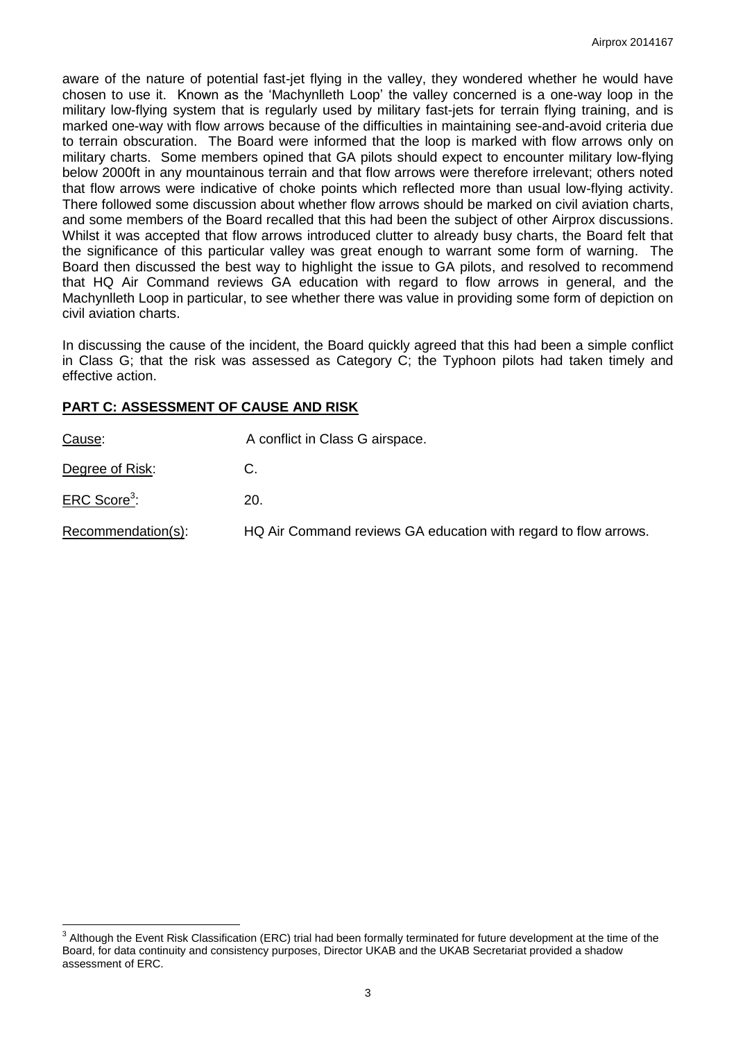aware of the nature of potential fast-jet flying in the valley, they wondered whether he would have chosen to use it. Known as the 'Machynlleth Loop' the valley concerned is a one-way loop in the military low-flying system that is regularly used by military fast-jets for terrain flying training, and is marked one-way with flow arrows because of the difficulties in maintaining see-and-avoid criteria due to terrain obscuration. The Board were informed that the loop is marked with flow arrows only on military charts. Some members opined that GA pilots should expect to encounter military low-flying below 2000ft in any mountainous terrain and that flow arrows were therefore irrelevant; others noted that flow arrows were indicative of choke points which reflected more than usual low-flying activity. There followed some discussion about whether flow arrows should be marked on civil aviation charts, and some members of the Board recalled that this had been the subject of other Airprox discussions. Whilst it was accepted that flow arrows introduced clutter to already busy charts, the Board felt that the significance of this particular valley was great enough to warrant some form of warning. The Board then discussed the best way to highlight the issue to GA pilots, and resolved to recommend that HQ Air Command reviews GA education with regard to flow arrows in general, and the Machynlleth Loop in particular, to see whether there was value in providing some form of depiction on civil aviation charts.

In discussing the cause of the incident, the Board quickly agreed that this had been a simple conflict in Class G; that the risk was assessed as Category C; the Typhoon pilots had taken timely and effective action.

## PART C: ASSESSMENT OF CAUSE AND RISK

Cause: A conflict in Class G airspace.

Degree of Risk: C.

ERC Score[3]: 20.

Recommendation(s): HQ Air Command reviews GA education with regard to flow arrows.

[3] Although the Event Risk Classification (ERC) trial had been formally terminated for future development at the time of the Board, for data continuity and consistency purposes, Director UKAB and the UKAB Secretariat provided a shadow assessment of ERC.